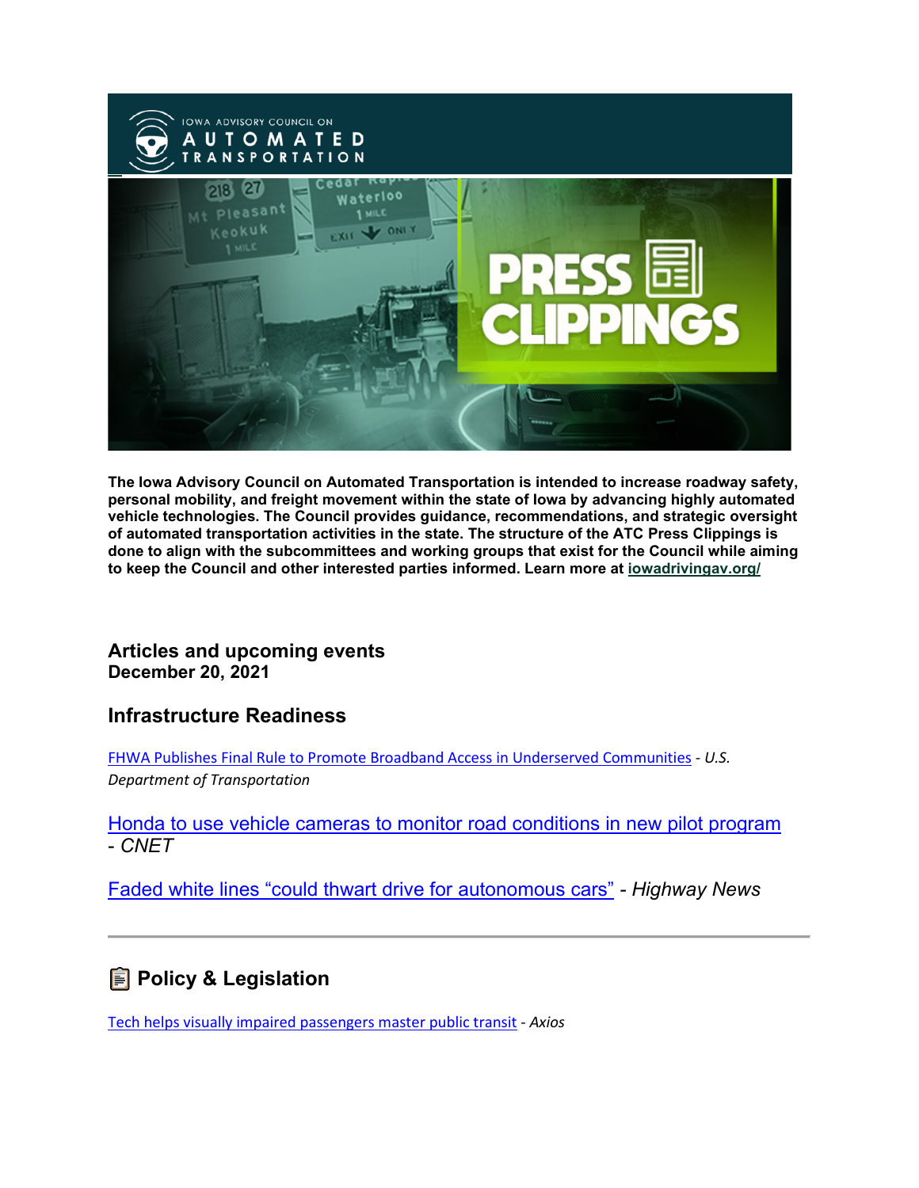The Iowa Advisory Council on Automated Transportation is intended to increase roadway safety, personal mobility, and freight movement within the state of Iowa by advancing highly automated vehicle technologies. The Council provides guidance, recommendations, and strategic oversight of automated transportation activities in the state. The structure of the ATC Press Clippings is done to align with the subcommittees and working groups that exist for the Council while aiming to keep the Council and other interested parties informed. Learn more at iowadrivingav.org/

## Articles and upcoming events

**December 20, 2021**

## Infrastructure Readiness

FHWA Publishes Final Rule to Promote Broadband Access in Underserved Communities - *U.S. Department of Transportation*

Honda to use vehicle cameras to monitor road conditions in new pilot program - *CNET*

Faded white lines "could thwart drive for autonomous cars" - *Highway News*

---

## Policy & Legislation

Tech helps visually impaired passengers master public transit - *Axios*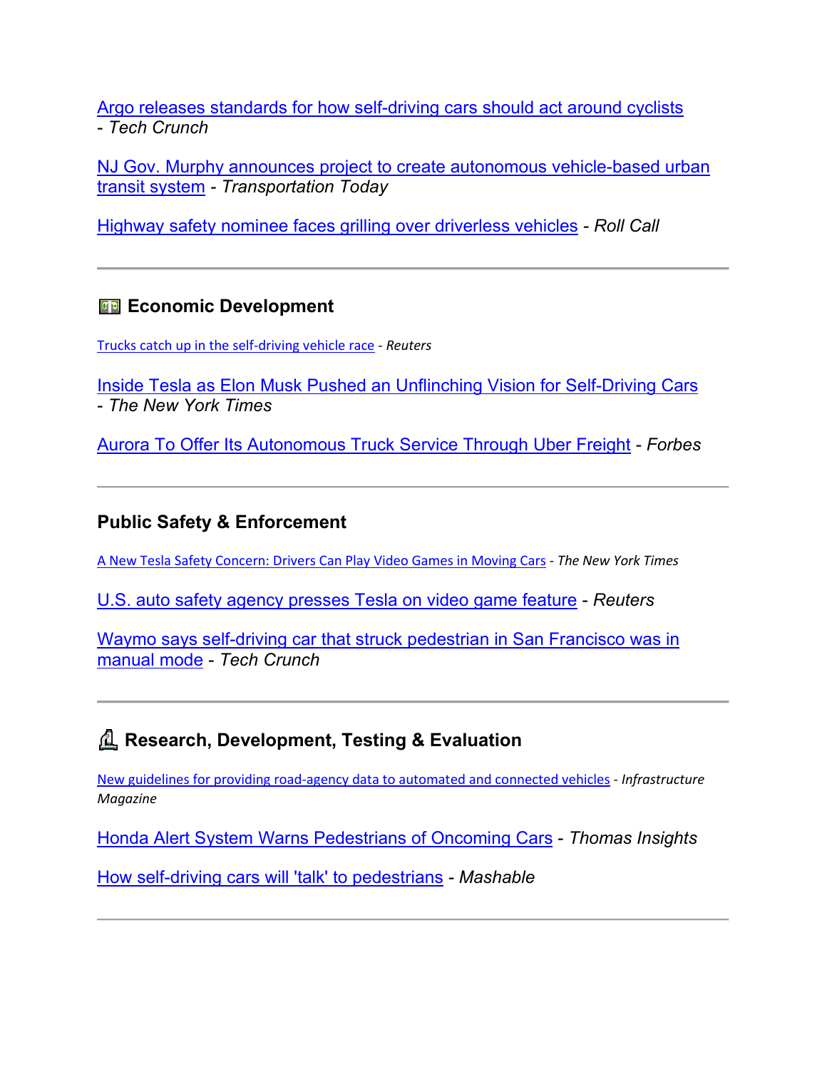Argo releases standards for how self-driving cars should act around cyclists - *Tech Crunch*

NJ Gov. Murphy announces project to create autonomous vehicle-based urban transit system - *Transportation Today*

Highway safety nominee faces grilling over driverless vehicles - *Roll Call*

---

## Economic Development

Trucks catch up in the self-driving vehicle race - *Reuters*

Inside Tesla as Elon Musk Pushed an Unflinching Vision for Self-Driving Cars - *The New York Times*

Aurora To Offer Its Autonomous Truck Service Through Uber Freight - *Forbes*

---

## Public Safety & Enforcement

A New Tesla Safety Concern: Drivers Can Play Video Games in Moving Cars - *The New York Times*

U.S. auto safety agency presses Tesla on video game feature - *Reuters*

Waymo says self-driving car that struck pedestrian in San Francisco was in manual mode - *Tech Crunch*

---

## Research, Development, Testing & Evaluation

New guidelines for providing road-agency data to automated and connected vehicles - *Infrastructure Magazine*

Honda Alert System Warns Pedestrians of Oncoming Cars - *Thomas Insights*

How self-driving cars will 'talk' to pedestrians - *Mashable*

---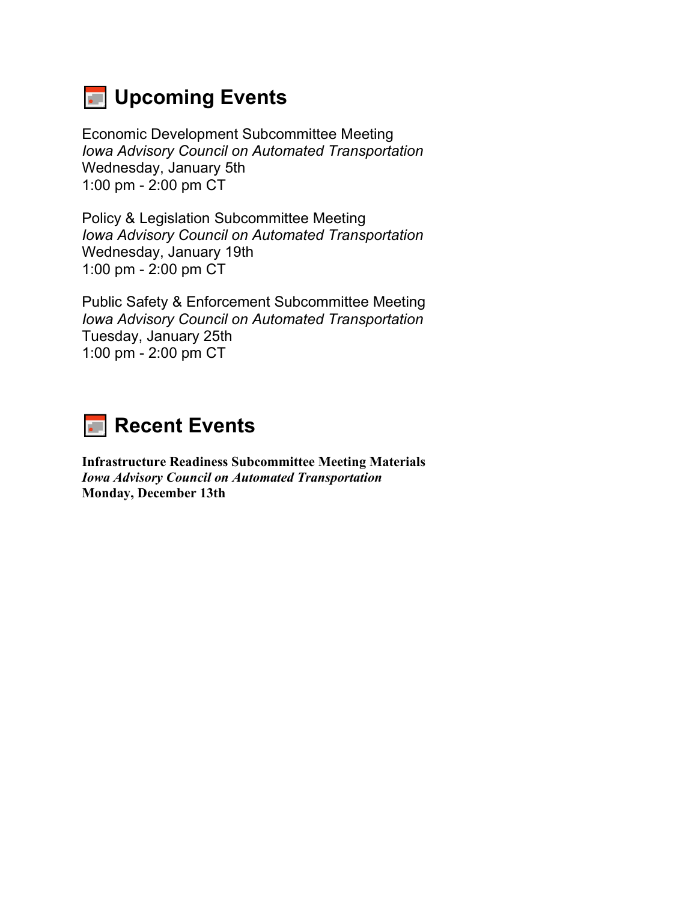## Upcoming Events

Economic Development Subcommittee Meeting
*Iowa Advisory Council on Automated Transportation*
Wednesday, January 5th
1:00 pm - 2:00 pm CT

Policy & Legislation Subcommittee Meeting
*Iowa Advisory Council on Automated Transportation*
Wednesday, January 19th
1:00 pm - 2:00 pm CT

Public Safety & Enforcement Subcommittee Meeting
*Iowa Advisory Council on Automated Transportation*
Tuesday, January 25th
1:00 pm - 2:00 pm CT

## Recent Events

**Infrastructure Readiness Subcommittee Meeting Materials**
***Iowa Advisory Council on Automated Transportation***
**Monday, December 13th**